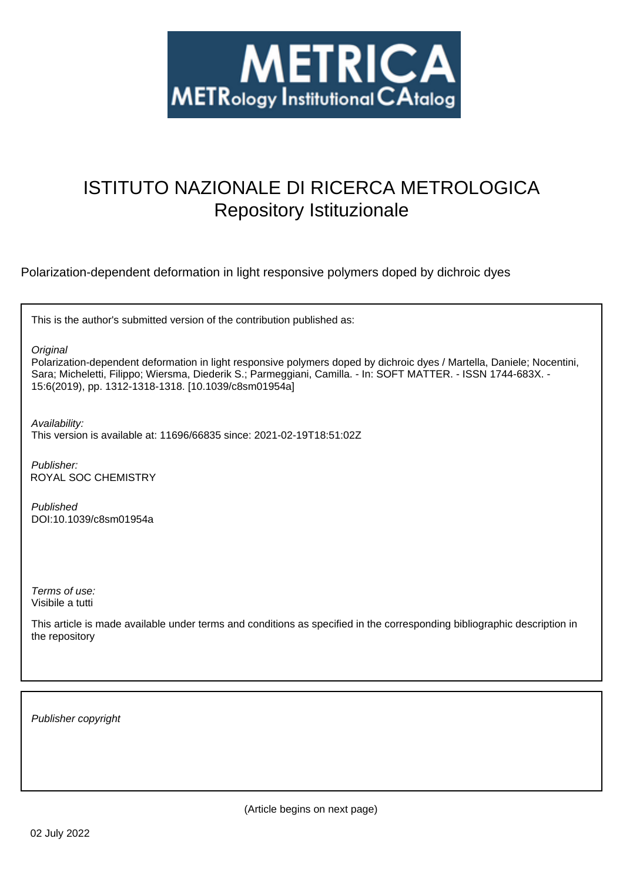METRICA

METRology Institutional CAtalog

# ISTITUTO NAZIONALE DI RICERCA METROLOGICA
Repository Istituzionale

Polarization-dependent deformation in light responsive polymers doped by dichroic dyes

This is the author's submitted version of the contribution published as:

*Original*
Polarization-dependent deformation in light responsive polymers doped by dichroic dyes / Martella, Daniele; Nocentini, Sara; Micheletti, Filippo; Wiersma, Diederik S.; Parmeggiani, Camilla. - In: SOFT MATTER. - ISSN 1744-683X. - 15:6(2019), pp. 1312-1318-1318. [10.1039/c8sm01954a]

*Availability:*
This version is available at: 11696/66835 since: 2021-02-19T18:51:02Z

*Publisher:*
ROYAL SOC CHEMISTRY

*Published*
DOI:10.1039/c8sm01954a

*Terms of use:*
Visibile a tutti

This article is made available under terms and conditions as specified in the corresponding bibliographic description in the repository

*Publisher copyright*

(Article begins on next page)

02 July 2022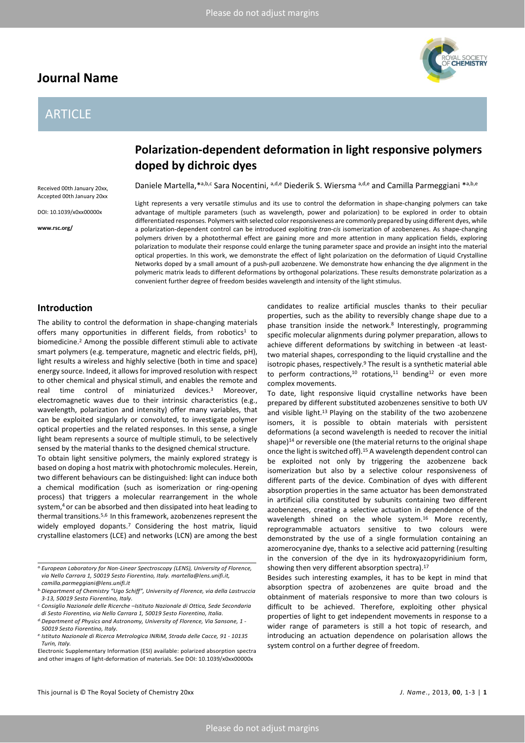# Polarization-dependent deformation in light responsive polymers doped by dichroic dyes

Daniele Martella,*[a,b,c] Sara Nocentini,[a,d,e] Diederik S. Wiersma[a,d,e] and Camilla Parmeggiani *[a,b,e]

Received 00th January 20xx,
Accepted 00th January 20xx

DOI: 10.1039/x0xx00000x

www.rsc.org/

Light represents a very versatile stimulus and its use to control the deformation in shape-changing polymers can take advantage of multiple parameters (such as wavelength, power and polarization) to be explored in order to obtain differentiated responses. Polymers with selected color responsiveness are commonly prepared by using different dyes, while a polarization-dependent control can be introduced exploiting *tran-cis* isomerization of azobenzenes. As shape-changing polymers driven by a photothermal effect are gaining more and more attention in many application fields, exploring polarization to modulate their response could enlarge the tuning parameter space and provide an insight into the material optical properties. In this work, we demonstrate the effect of light polarization on the deformation of Liquid Crystalline Networks doped by a small amount of a push-pull azobenzene. We demonstrate how enhancing the dye alignment in the polymeric matrix leads to different deformations by orthogonal polarizations. These results demonstrate polarization as a convenient further degree of freedom besides wavelength and intensity of the light stimulus.

## Introduction

The ability to control the deformation in shape-changing materials offers many opportunities in different fields, from robotics[1] to biomedicine.[2] Among the possible different stimuli able to activate smart polymers (e.g. temperature, magnetic and electric fields, pH), light results a wireless and highly selective (both in time and space) energy source. Indeed, it allows for improved resolution with respect to other chemical and physical stimuli, and enables the remote and real time control of miniaturized devices.[3] Moreover, electromagnetic waves due to their intrinsic characteristics (e.g., wavelength, polarization and intensity) offer many variables, that can be exploited singularly or convoluted, to investigate polymer optical properties and the related responses. In this sense, a single light beam represents a source of multiple stimuli, to be selectively sensed by the material thanks to the designed chemical structure.

To obtain light sensitive polymers, the mainly explored strategy is based on doping a host matrix with photochromic molecules. Herein, two different behaviours can be distinguished: light can induce both a chemical modification (such as isomerization or ring-opening process) that triggers a molecular rearrangement in the whole system,[4] or can be absorbed and then dissipated into heat leading to thermal transitions.[5,6] In this framework, azobenzenes represent the widely employed dopants.[7] Considering the host matrix, liquid crystalline elastomers (LCE) and networks (LCN) are among the best candidates to realize artificial muscles thanks to their peculiar properties, such as the ability to reversibly change shape due to a phase transition inside the network.[8] Interestingly, programming specific molecular alignments during polymer preparation, allows to achieve different deformations by switching in between -at least- two material shapes, corresponding to the liquid crystalline and the isotropic phases, respectively.[9] The result is a synthetic material able to perform contractions,[10] rotations,[11] bending[12] or even more complex movements.

To date, light responsive liquid crystalline networks have been prepared by different substituted azobenzenes sensitive to both UV and visible light.[13] Playing on the stability of the two azobenzene isomers, it is possible to obtain materials with persistent deformations (a second wavelength is needed to recover the initial shape)[14] or reversible one (the material returns to the original shape once the light is switched off).[15] A wavelength dependent control can be exploited not only by triggering the azobenzene back isomerization but also by a selective colour responsiveness of different parts of the device. Combination of dyes with different absorption properties in the same actuator has been demonstrated in artificial cilia constituted by subunits containing two different azobenzenes, creating a selective actuation in dependence of the wavelength shined on the whole system.[16] More recently, reprogrammable actuators sensitive to two colours were demonstrated by the use of a single formulation containing an azomerocyanine dye, thanks to a selective acid patterning (resulting in the conversion of the dye in its hydroxyazopyridinium form, showing then very different absorption spectra).[17]

Besides such interesting examples, it has to be kept in mind that absorption spectra of azobenzenes are quite broad and the obtainment of materials responsive to more than two colours is difficult to be achieved. Therefore, exploiting other physical properties of light to get independent movements in response to a wider range of parameters is still a hot topic of research, and introducing an actuation dependence on polarisation allows the system control on a further degree of freedom.

[a] European Laboratory for Non-Linear Spectroscopy (LENS), University of Florence, via Nello Carrara 1, 50019 Sesto Fiorentino, Italy. martella@lens.unifi.it, camilla.parmeggiani@lens.unifi.it

[b] Diepartment of Chemistry "Ugo Schiff", University of Florence, via della Lastruccia 3-13, 50019 Sesto Fiorentino, Italy.

[c] Consiglio Nazionale delle Ricerche –Istituto Nazionale di Ottica, Sede Secondaria di Sesto Fiorentino, via Nello Carrara 1, 50019 Sesto Fiorentino, Italia.

[d] Department of Physics and Astronomy, University of Florence, Via Sansone, 1 - 50019 Sesto Fiorentino, Italy.

[e] Istituto Nazionale di Ricerca Metrologica INRiM, Strada delle Cacce, 91 - 10135 Turin, Italy.

Electronic Supplementary Information (ESI) available: polarized absorption spectra and other images of light-deformation of materials. See DOI: 10.1039/x0xx00000x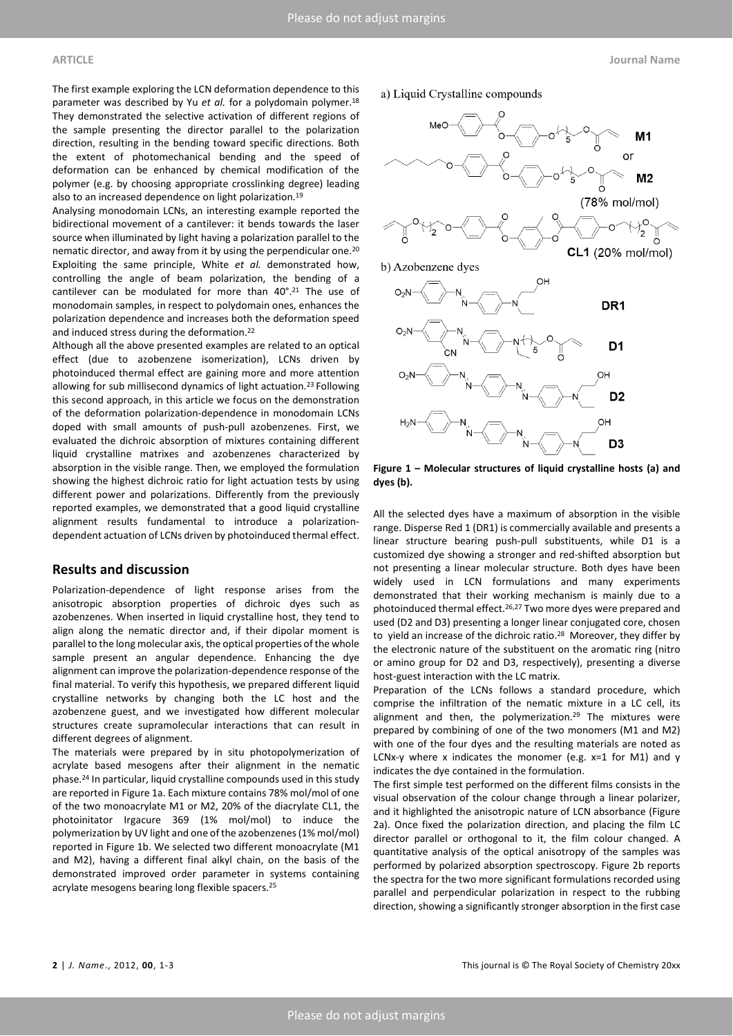The first example exploring the LCN deformation dependence to this parameter was described by Yu *et al.* for a polydomain polymer.[18] They demonstrated the selective activation of different regions of the sample presenting the director parallel to the polarization direction, resulting in the bending toward specific directions. Both the extent of photomechanical bending and the speed of deformation can be enhanced by chemical modification of the polymer (e.g. by choosing appropriate crosslinking degree) leading also to an increased dependence on light polarization.[19]

Analysing monodomain LCNs, an interesting example reported the bidirectional movement of a cantilever: it bends towards the laser source when illuminated by light having a polarization parallel to the nematic director, and away from it by using the perpendicular one.[20] Exploiting the same principle, White *et al.* demonstrated how, controlling the angle of beam polarization, the bending of a cantilever can be modulated for more than 40°.[21] The use of monodomain samples, in respect to polydomain ones, enhances the polarization dependence and increases both the deformation speed and induced stress during the deformation.[22]

Although all the above presented examples are related to an optical effect (due to azobenzene isomerization), LCNs driven by photoinduced thermal effect are gaining more and more attention allowing for sub millisecond dynamics of light actuation.[23] Following this second approach, in this article we focus on the demonstration of the deformation polarization-dependence in monodomain LCNs doped with small amounts of push-pull azobenzenes. First, we evaluated the dichroic absorption of mixtures containing different liquid crystalline matrixes and azobenzenes characterized by absorption in the visible range. Then, we employed the formulation showing the highest dichroic ratio for light actuation tests by using different power and polarizations. Differently from the previously reported examples, we demonstrated that a good liquid crystalline alignment results fundamental to introduce a polarization-dependent actuation of LCNs driven by photoinduced thermal effect.

## Results and discussion

Polarization-dependence of light response arises from the anisotropic absorption properties of dichroic dyes such as azobenzenes. When inserted in liquid crystalline host, they tend to align along the nematic director and, if their dipolar moment is parallel to the long molecular axis, the optical properties of the whole sample present an angular dependence. Enhancing the dye alignment can improve the polarization-dependence response of the final material. To verify this hypothesis, we prepared different liquid crystalline networks by changing both the LC host and the azobenzene guest, and we investigated how different molecular structures create supramolecular interactions that can result in different degrees of alignment.

The materials were prepared by in situ photopolymerization of acrylate based mesogens after their alignment in the nematic phase.[24] In particular, liquid crystalline compounds used in this study are reported in Figure 1a. Each mixture contains 78% mol/mol of one of the two monoacrylate M1 or M2, 20% of the diacrylate CL1, the photoinitator Irgacure 369 (1% mol/mol) to induce the polymerization by UV light and one of the azobenzenes (1% mol/mol) reported in Figure 1b. We selected two different monoacrylate (M1 and M2), having a different final alkyl chain, on the basis of the demonstrated improved order parameter in systems containing acrylate mesogens bearing long flexible spacers.[25]

**Figure 1 – Molecular structures of liquid crystalline hosts (a) and dyes (b).**

All the selected dyes have a maximum of absorption in the visible range. Disperse Red 1 (DR1) is commercially available and presents a linear structure bearing push-pull substituents, while D1 is a customized dye showing a stronger and red-shifted absorption but not presenting a linear molecular structure. Both dyes have been widely used in LCN formulations and many experiments demonstrated that their working mechanism is mainly due to a photoinduced thermal effect.[26,27] Two more dyes were prepared and used (D2 and D3) presenting a longer linear conjugated core, chosen to yield an increase of the dichroic ratio.[28] Moreover, they differ by the electronic nature of the substituent on the aromatic ring (nitro or amino group for D2 and D3, respectively), presenting a diverse host-guest interaction with the LC matrix.

Preparation of the LCNs follows a standard procedure, which comprise the infiltration of the nematic mixture in a LC cell, its alignment and then, the polymerization.[29] The mixtures were prepared by combining of one of the two monomers (M1 and M2) with one of the four dyes and the resulting materials are noted as LCNx-y where x indicates the monomer (e.g. x=1 for M1) and y indicates the dye contained in the formulation.

The first simple test performed on the different films consists in the visual observation of the colour change through a linear polarizer, and it highlighted the anisotropic nature of LCN absorbance (Figure 2a). Once fixed the polarization direction, and placing the film LC director parallel or orthogonal to it, the film colour changed. A quantitative analysis of the optical anisotropy of the samples was performed by polarized absorption spectroscopy. Figure 2b reports the spectra for the two more significant formulations recorded using parallel and perpendicular polarization in respect to the rubbing direction, showing a significantly stronger absorption in the first case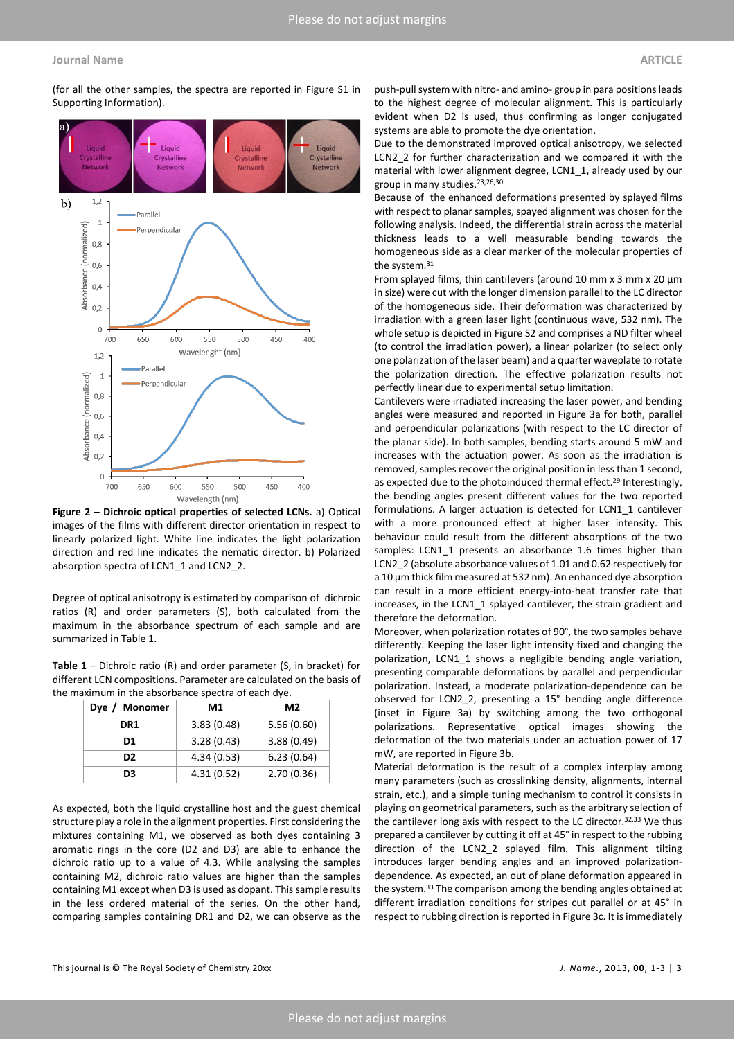(for all the other samples, the spectra are reported in Figure S1 in Supporting Information).

**Figure 2** – **Dichroic optical properties of selected LCNs.** a) Optical images of the films with different director orientation in respect to linearly polarized light. White line indicates the light polarization direction and red line indicates the nematic director. b) Polarized absorption spectra of LCN1_1 and LCN2_2.

Degree of optical anisotropy is estimated by comparison of dichroic ratios (R) and order parameters (S), both calculated from the maximum in the absorbance spectrum of each sample and are summarized in Table 1.

**Table 1** – Dichroic ratio (R) and order parameter (S, in bracket) for different LCN compositions. Parameter are calculated on the basis of the maximum in the absorbance spectra of each dye.

| Dye / Monomer | M1 | M2 |
|---|---|---|
| DR1 | 3.83 (0.48) | 5.56 (0.60) |
| D1 | 3.28 (0.43) | 3.88 (0.49) |
| D2 | 4.34 (0.53) | 6.23 (0.64) |
| D3 | 4.31 (0.52) | 2.70 (0.36) |

As expected, both the liquid crystalline host and the guest chemical structure play a role in the alignment properties. First considering the mixtures containing M1, we observed as both dyes containing 3 aromatic rings in the core (D2 and D3) are able to enhance the dichroic ratio up to a value of 4.3. While analysing the samples containing M2, dichroic ratio values are higher than the samples containing M1 except when D3 is used as dopant. This sample results in the less ordered material of the series. On the other hand, comparing samples containing DR1 and D2, we can observe as the push-pull system with nitro- and amino- group in para positions leads to the highest degree of molecular alignment. This is particularly evident when D2 is used, thus confirming as longer conjugated systems are able to promote the dye orientation.

Due to the demonstrated improved optical anisotropy, we selected LCN2_2 for further characterization and we compared it with the material with lower alignment degree, LCN1_1, already used by our group in many studies.[23,26,30]

Because of the enhanced deformations presented by splayed films with respect to planar samples, spayed alignment was chosen for the following analysis. Indeed, the differential strain across the material thickness leads to a well measurable bending towards the homogeneous side as a clear marker of the molecular properties of the system.[31]

From splayed films, thin cantilevers (around 10 mm x 3 mm x 20 µm in size) were cut with the longer dimension parallel to the LC director of the homogeneous side. Their deformation was characterized by irradiation with a green laser light (continuous wave, 532 nm). The whole setup is depicted in Figure S2 and comprises a ND filter wheel (to control the irradiation power), a linear polarizer (to select only one polarization of the laser beam) and a quarter waveplate to rotate the polarization direction. The effective polarization results not perfectly linear due to experimental setup limitation.

Cantilevers were irradiated increasing the laser power, and bending angles were measured and reported in Figure 3a for both, parallel and perpendicular polarizations (with respect to the LC director of the planar side). In both samples, bending starts around 5 mW and increases with the actuation power. As soon as the irradiation is removed, samples recover the original position in less than 1 second, as expected due to the photoinduced thermal effect.[29] Interestingly, the bending angles present different values for the two reported formulations. A larger actuation is detected for LCN1_1 cantilever with a more pronounced effect at higher laser intensity. This behaviour could result from the different absorptions of the two samples: LCN1_1 presents an absorbance 1.6 times higher than LCN2_2 (absolute absorbance values of 1.01 and 0.62 respectively for a 10 µm thick film measured at 532 nm). An enhanced dye absorption can result in a more efficient energy-into-heat transfer rate that increases, in the LCN1_1 splayed cantilever, the strain gradient and therefore the deformation.

Moreover, when polarization rotates of 90°, the two samples behave differently. Keeping the laser light intensity fixed and changing the polarization, LCN1_1 shows a negligible bending angle variation, presenting comparable deformations by parallel and perpendicular polarization. Instead, a moderate polarization-dependence can be observed for LCN2_2, presenting a 15° bending angle difference (inset in Figure 3a) by switching among the two orthogonal polarizations. Representative optical images showing the deformation of the two materials under an actuation power of 17 mW, are reported in Figure 3b.

Material deformation is the result of a complex interplay among many parameters (such as crosslinking density, alignments, internal strain, etc.), and a simple tuning mechanism to control it consists in playing on geometrical parameters, such as the arbitrary selection of the cantilever long axis with respect to the LC director.[32,33] We thus prepared a cantilever by cutting it off at 45° in respect to the rubbing direction of the LCN2_2 splayed film. This alignment tilting introduces larger bending angles and an improved polarization-dependence. As expected, an out of plane deformation appeared in the system.[33] The comparison among the bending angles obtained at different irradiation conditions for stripes cut parallel or at 45° in respect to rubbing direction is reported in Figure 3c. It is immediately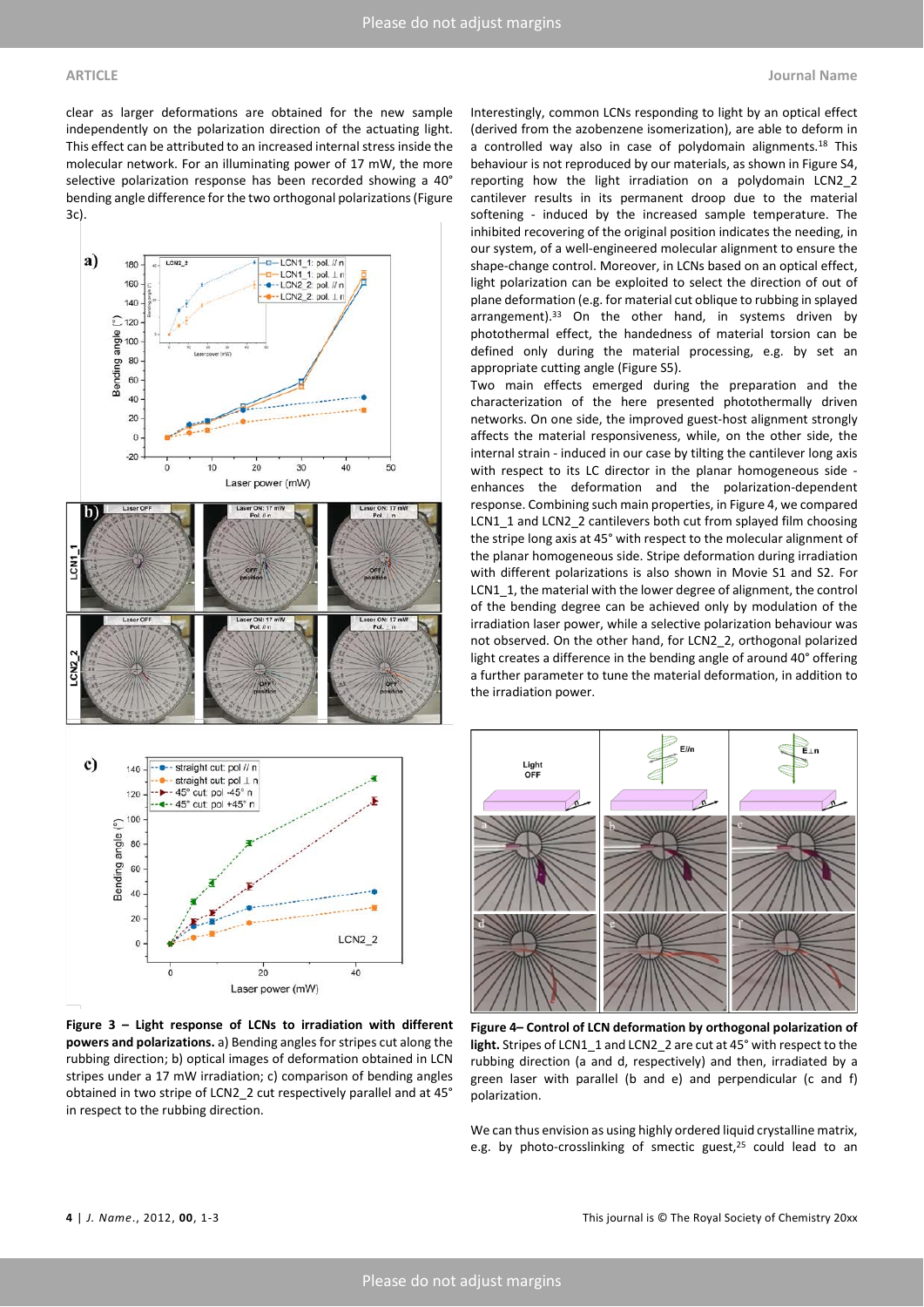clear as larger deformations are obtained for the new sample independently on the polarization direction of the actuating light. This effect can be attributed to an increased internal stress inside the molecular network. For an illuminating power of 17 mW, the more selective polarization response has been recorded showing a 40° bending angle difference for the two orthogonal polarizations (Figure 3c).

**Figure 3 – Light response of LCNs to irradiation with different powers and polarizations.** a) Bending angles for stripes cut along the rubbing direction; b) optical images of deformation obtained in LCN stripes under a 17 mW irradiation; c) comparison of bending angles obtained in two stripe of LCN2_2 cut respectively parallel and at 45° in respect to the rubbing direction.

Interestingly, common LCNs responding to light by an optical effect (derived from the azobenzene isomerization), are able to deform in a controlled way also in case of polydomain alignments.[18] This behaviour is not reproduced by our materials, as shown in Figure S4, reporting how the light irradiation on a polydomain LCN2_2 cantilever results in its permanent droop due to the material softening - induced by the increased sample temperature. The inhibited recovering of the original position indicates the needing, in our system, of a well-engineered molecular alignment to ensure the shape-change control. Moreover, in LCNs based on an optical effect, light polarization can be exploited to select the direction of out of plane deformation (e.g. for material cut oblique to rubbing in splayed arrangement).[33] On the other hand, in systems driven by photothermal effect, the handedness of material torsion can be defined only during the material processing, e.g. by set an appropriate cutting angle (Figure S5).

Two main effects emerged during the preparation and the characterization of the here presented photothermally driven networks. On one side, the improved guest-host alignment strongly affects the material responsiveness, while, on the other side, the internal strain - induced in our case by tilting the cantilever long axis with respect to its LC director in the planar homogeneous side - enhances the deformation and the polarization-dependent response. Combining such main properties, in Figure 4, we compared LCN1_1 and LCN2_2 cantilevers both cut from splayed film choosing the stripe long axis at 45° with respect to the molecular alignment of the planar homogeneous side. Stripe deformation during irradiation with different polarizations is also shown in Movie S1 and S2. For LCN1_1, the material with the lower degree of alignment, the control of the bending degree can be achieved only by modulation of the irradiation laser power, while a selective polarization behaviour was not observed. On the other hand, for LCN2_2, orthogonal polarized light creates a difference in the bending angle of around 40° offering a further parameter to tune the material deformation, in addition to the irradiation power.

**Figure 4– Control of LCN deformation by orthogonal polarization of light.** Stripes of LCN1_1 and LCN2_2 are cut at 45° with respect to the rubbing direction (a and d, respectively) and then, irradiated by a green laser with parallel (b and e) and perpendicular (c and f) polarization.

We can thus envision as using highly ordered liquid crystalline matrix, e.g. by photo-crosslinking of smectic guest,[25] could lead to an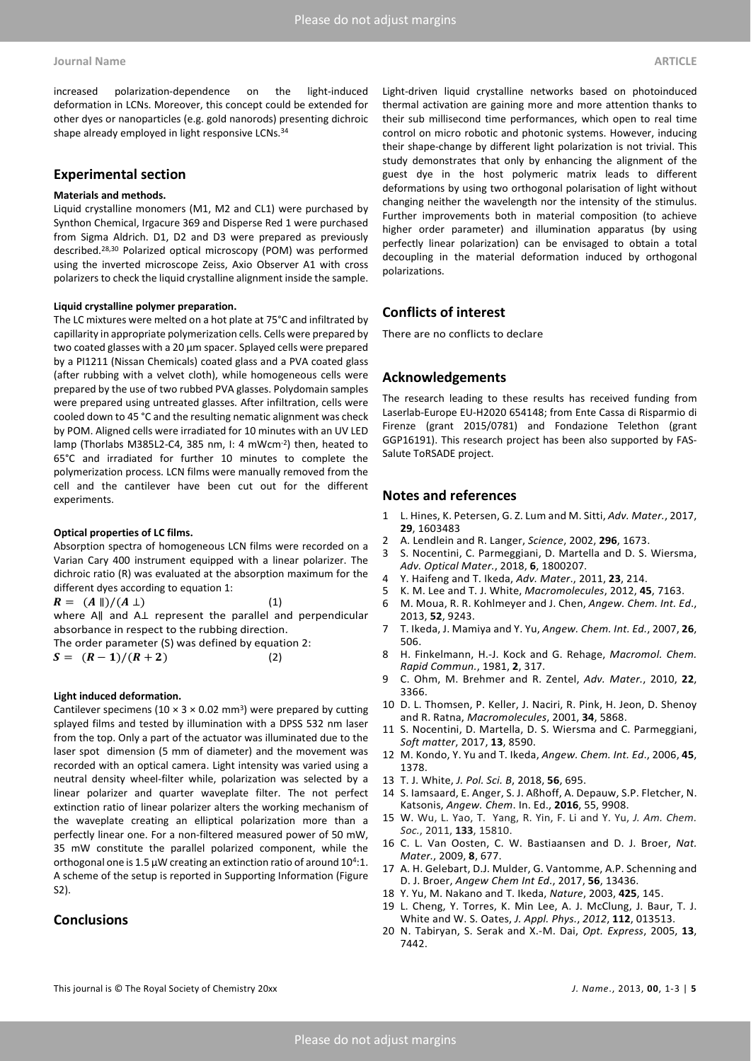increased polarization-dependence on the light-induced deformation in LCNs. Moreover, this concept could be extended for other dyes or nanoparticles (e.g. gold nanorods) presenting dichroic shape already employed in light responsive LCNs.[34]

## Experimental section

### Materials and methods.

Liquid crystalline monomers (M1, M2 and CL1) were purchased by Synthon Chemical, Irgacure 369 and Disperse Red 1 were purchased from Sigma Aldrich. D1, D2 and D3 were prepared as previously described.[28,30] Polarized optical microscopy (POM) was performed using the inverted microscope Zeiss, Axio Observer A1 with cross polarizers to check the liquid crystalline alignment inside the sample.

### Liquid crystalline polymer preparation.

The LC mixtures were melted on a hot plate at 75°C and infiltrated by capillarity in appropriate polymerization cells. Cells were prepared by two coated glasses with a 20 µm spacer. Splayed cells were prepared by a PI1211 (Nissan Chemicals) coated glass and a PVA coated glass (after rubbing with a velvet cloth), while homogeneous cells were prepared by the use of two rubbed PVA glasses. Polydomain samples were prepared using untreated glasses. After infiltration, cells were cooled down to 45 °C and the resulting nematic alignment was check by POM. Aligned cells were irradiated for 10 minutes with an UV LED lamp (Thorlabs M385L2-C4, 385 nm, I: 4 mWcm$^{-2}$) then, heated to 65°C and irradiated for further 10 minutes to complete the polymerization process. LCN films were manually removed from the cell and the cantilever have been cut out for the different experiments.

### Optical properties of LC films.

Absorption spectra of homogeneous LCN films were recorded on a Varian Cary 400 instrument equipped with a linear polarizer. The dichroic ratio (R) was evaluated at the absorption maximum for the different dyes according to equation 1:

$$R = (A \parallel)/(A \perp) \quad (1)$$

where A∥ and A⊥ represent the parallel and perpendicular absorbance in respect to the rubbing direction.

The order parameter (S) was defined by equation 2:

$$S = (R-1)/(R+2) \quad (2)$$

### Light induced deformation.

Cantilever specimens (10 × 3 × 0.02 mm$^3$) were prepared by cutting splayed films and tested by illumination with a DPSS 532 nm laser from the top. Only a part of the actuator was illuminated due to the laser spot dimension (5 mm of diameter) and the movement was recorded with an optical camera. Light intensity was varied using a neutral density wheel-filter while, polarization was selected by a linear polarizer and quarter waveplate filter. The not perfect extinction ratio of linear polarizer alters the working mechanism of the waveplate creating an elliptical polarization more than a perfectly linear one. For a non-filtered measured power of 50 mW, 35 mW constitute the parallel polarized component, while the orthogonal one is 1.5 µW creating an extinction ratio of around 10$^4$:1. A scheme of the setup is reported in Supporting Information (Figure S2).

## Conclusions

Light-driven liquid crystalline networks based on photoinduced thermal activation are gaining more and more attention thanks to their sub millisecond time performances, which open to real time control on micro robotic and photonic systems. However, inducing their shape-change by different light polarization is not trivial. This study demonstrates that only by enhancing the alignment of the guest dye in the host polymeric matrix leads to different deformations by using two orthogonal polarisation of light without changing neither the wavelength nor the intensity of the stimulus. Further improvements both in material composition (to achieve higher order parameter) and illumination apparatus (by using perfectly linear polarization) can be envisaged to obtain a total decoupling in the material deformation induced by orthogonal polarizations.

## Conflicts of interest

There are no conflicts to declare

## Acknowledgements

The research leading to these results has received funding from Laserlab-Europe EU-H2020 654148; from Ente Cassa di Risparmio di Firenze (grant 2015/0781) and Fondazione Telethon (grant GGP16191). This research project has been also supported by FAS-Salute ToRSADE project.

## Notes and references

1 L. Hines, K. Petersen, G. Z. Lum and M. Sitti, *Adv. Mater.*, 2017, **29**, 1603483
2 A. Lendlein and R. Langer, *Science*, 2002, **296**, 1673.
3 S. Nocentini, C. Parmeggiani, D. Martella and D. S. Wiersma, *Adv. Optical Mater.*, 2018, **6**, 1800207.
4 Y. Haifeng and T. Ikeda, *Adv. Mater.*, 2011, **23**, 214.
5 K. M. Lee and T. J. White, *Macromolecules*, 2012, **45**, 7163.
6 M. Moua, R. R. Kohlmeyer and J. Chen, *Angew. Chem. Int. Ed.*, 2013, **52**, 9243.
7 T. Ikeda, J. Mamiya and Y. Yu, *Angew. Chem. Int. Ed.*, 2007, **26**, 506.
8 H. Finkelmann, H.-J. Kock and G. Rehage, *Macromol. Chem. Rapid Commun.*, 1981, **2**, 317.
9 C. Ohm, M. Brehmer and R. Zentel, *Adv. Mater.*, 2010, **22**, 3366.
10 D. L. Thomsen, P. Keller, J. Naciri, R. Pink, H. Jeon, D. Shenoy and R. Ratna, *Macromolecules*, 2001, **34**, 5868.
11 S. Nocentini, D. Martella, D. S. Wiersma and C. Parmeggiani, *Soft matter*, 2017, **13**, 8590.
12 M. Kondo, Y. Yu and T. Ikeda, *Angew. Chem. Int. Ed.*, 2006, **45**, 1378.
13 T. J. White, *J. Pol. Sci. B*, 2018, **56**, 695.
14 S. Iamsaard, E. Anger, S. J. Aßhoff, A. Depauw, S.P. Fletcher, N. Katsonis, *Angew. Chem*. In. Ed., **2016**, 55, 9908.
15 W. Wu, L. Yao, T. Yang, R. Yin, F. Li and Y. Yu, *J. Am. Chem. Soc.*, 2011, **133**, 15810.
16 C. L. Van Oosten, C. W. Bastiaansen and D. J. Broer, *Nat. Mater.*, 2009, **8**, 677.
17 A. H. Gelebart, D.J. Mulder, G. Vantomme, A.P. Schenning and D. J. Broer, *Angew Chem Int Ed.*, 2017, **56**, 13436.
18 Y. Yu, M. Nakano and T. Ikeda, *Nature*, 2003, **425**, 145.
19 L. Cheng, Y. Torres, K. Min Lee, A. J. McClung, J. Baur, T. J. White and W. S. Oates, *J. Appl. Phys.*, *2012*, **112**, 013513.
20 N. Tabiryan, S. Serak and X.-M. Dai, *Opt. Express*, 2005, **13**, 7442.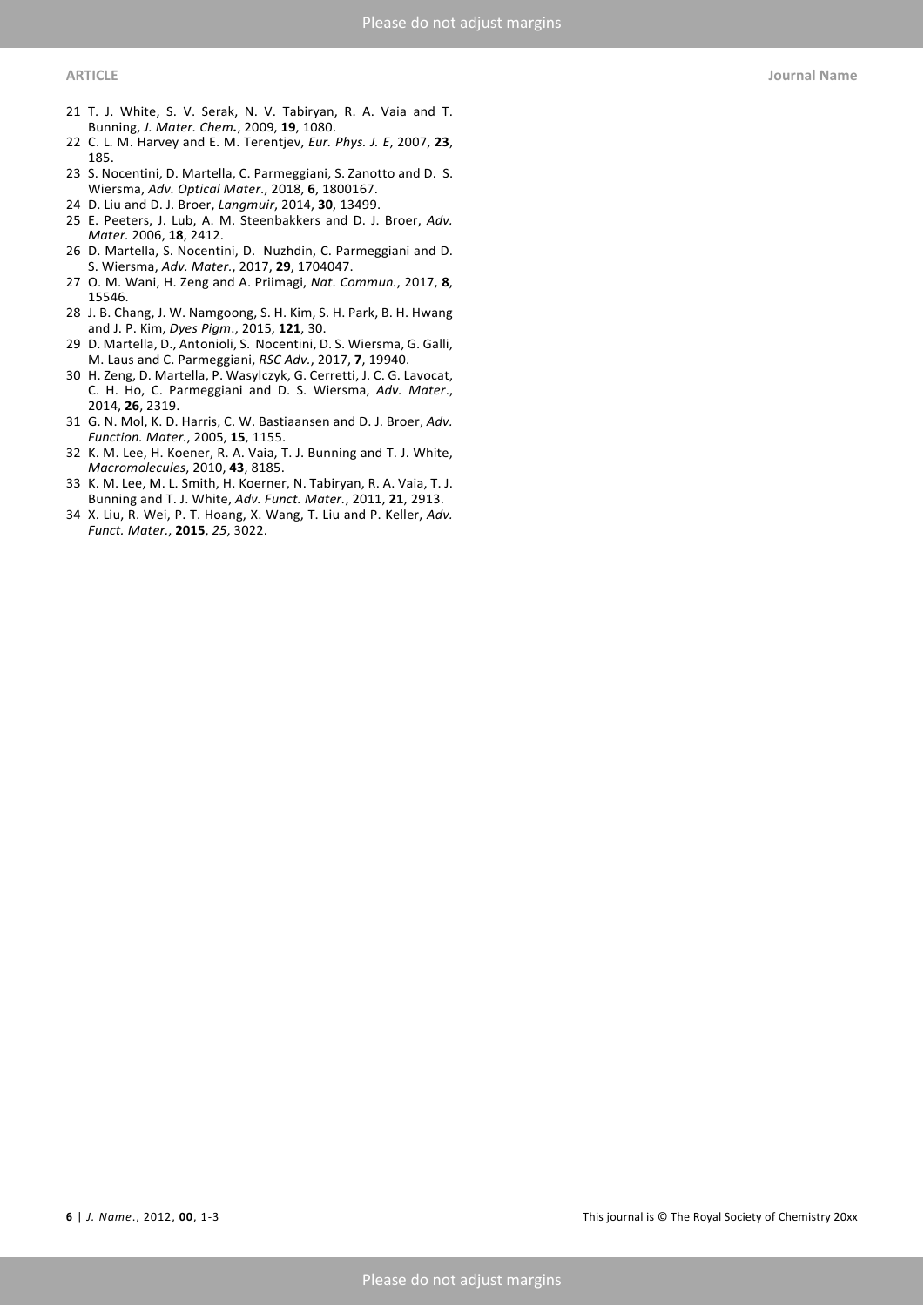21 T. J. White, S. V. Serak, N. V. Tabiryan, R. A. Vaia and T. Bunning, *J. Mater. Chem.*, 2009, **19**, 1080.
22 C. L. M. Harvey and E. M. Terentjev, *Eur. Phys. J. E*, 2007, **23**, 185.
23 S. Nocentini, D. Martella, C. Parmeggiani, S. Zanotto and D. S. Wiersma, *Adv. Optical Mater.*, 2018, **6**, 1800167.
24 D. Liu and D. J. Broer, *Langmuir*, 2014, **30**, 13499.
25 E. Peeters, J. Lub, A. M. Steenbakkers and D. J. Broer, *Adv. Mater.* 2006, **18**, 2412.
26 D. Martella, S. Nocentini, D. Nuzhdin, C. Parmeggiani and D. S. Wiersma, *Adv. Mater.*, 2017, **29**, 1704047.
27 O. M. Wani, H. Zeng and A. Priimagi, *Nat. Commun.*, 2017, **8**, 15546.
28 J. B. Chang, J. W. Namgoong, S. H. Kim, S. H. Park, B. H. Hwang and J. P. Kim, *Dyes Pigm.*, 2015, **121**, 30.
29 D. Martella, D., Antonioli, S. Nocentini, D. S. Wiersma, G. Galli, M. Laus and C. Parmeggiani, *RSC Adv.*, 2017, **7**, 19940.
30 H. Zeng, D. Martella, P. Wasylczyk, G. Cerretti, J. C. G. Lavocat, C. H. Ho, C. Parmeggiani and D. S. Wiersma, *Adv. Mater.*, 2014, **26**, 2319.
31 G. N. Mol, K. D. Harris, C. W. Bastiaansen and D. J. Broer, *Adv. Function. Mater.*, 2005, **15**, 1155.
32 K. M. Lee, H. Koener, R. A. Vaia, T. J. Bunning and T. J. White, *Macromolecules*, 2010, **43**, 8185.
33 K. M. Lee, M. L. Smith, H. Koerner, N. Tabiryan, R. A. Vaia, T. J. Bunning and T. J. White, *Adv. Funct. Mater.*, 2011, **21**, 2913.
34 X. Liu, R. Wei, P. T. Hoang, X. Wang, T. Liu and P. Keller, *Adv. Funct. Mater.*, **2015**, *25*, 3022.